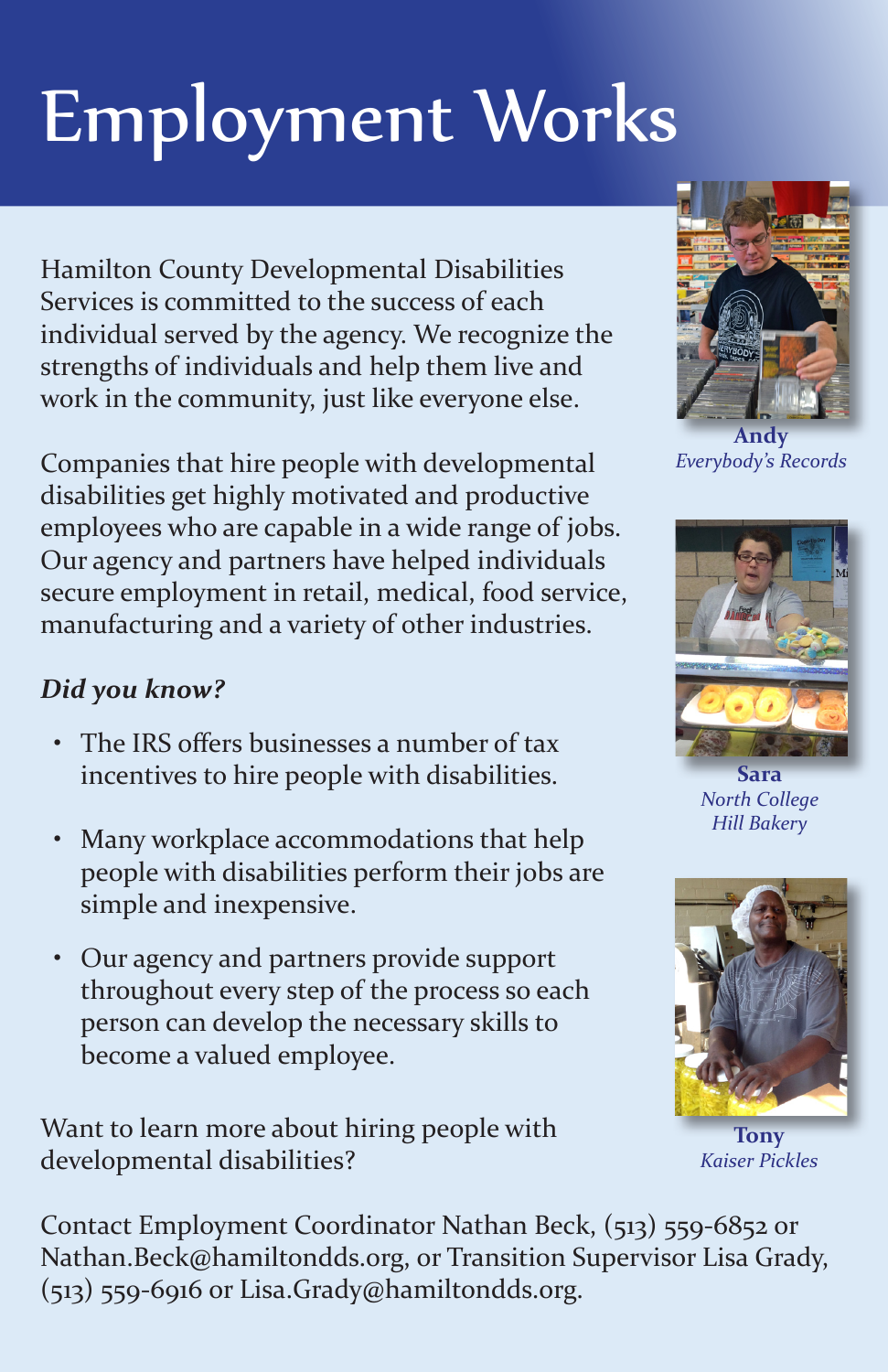# Employment Works

Hamilton County Developmental Disabilities Services is committed to the success of each individual served by the agency. We recognize the strengths of individuals and help them live and work in the community, just like everyone else.

Companies that hire people with developmental disabilities get highly motivated and productive employees who are capable in a wide range of jobs. Our agency and partners have helped individuals secure employment in retail, medical, food service, manufacturing and a variety of other industries.

***Did you know?***

- The IRS offers businesses a number of tax incentives to hire people with disabilities.
- Many workplace accommodations that help people with disabilities perform their jobs are simple and inexpensive.
- Our agency and partners provide support throughout every step of the process so each person can develop the necessary skills to become a valued employee.

Want to learn more about hiring people with developmental disabilities?

Contact Employment Coordinator Nathan Beck, (513) 559-6852 or Nathan.Beck@hamiltondds.org, or Transition Supervisor Lisa Grady, (513) 559-6916 or Lisa.Grady@hamiltondds.org.

**Andy**
*Everybody's Records*

**Sara**
*North College Hill Bakery*

**Tony**
*Kaiser Pickles*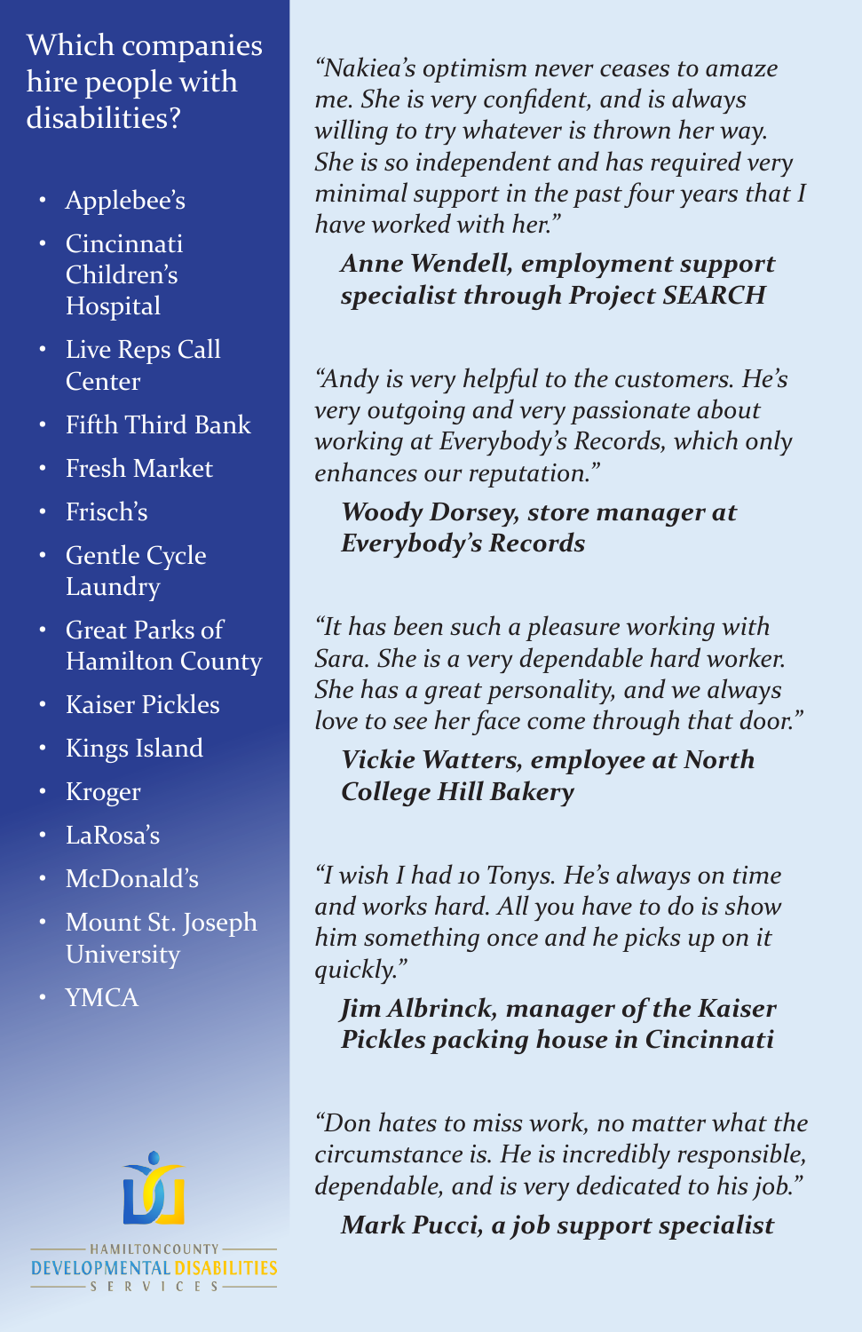## Which companies hire people with disabilities?

- Applebee's
- Cincinnati Children's Hospital
- Live Reps Call Center
- Fifth Third Bank
- Fresh Market
- Frisch's
- Gentle Cycle Laundry
- Great Parks of Hamilton County
- Kaiser Pickles
- Kings Island
- Kroger
- LaRosa's
- McDonald's
- Mount St. Joseph University
- YMCA

HAMILTON COUNTY DEVELOPMENTAL DISABILITIES SERVICES

*"Nakiea's optimism never ceases to amaze me. She is very confident, and is always willing to try whatever is thrown her way. She is so independent and has required very minimal support in the past four years that I have worked with her."*

***Anne Wendell, employment support specialist through Project SEARCH***

*"Andy is very helpful to the customers. He's very outgoing and very passionate about working at Everybody's Records, which only enhances our reputation."*

***Woody Dorsey, store manager at Everybody's Records***

*"It has been such a pleasure working with Sara. She is a very dependable hard worker. She has a great personality, and we always love to see her face come through that door."*

***Vickie Watters, employee at North College Hill Bakery***

*"I wish I had 10 Tonys. He's always on time and works hard. All you have to do is show him something once and he picks up on it quickly."*

***Jim Albrinck, manager of the Kaiser Pickles packing house in Cincinnati***

*"Don hates to miss work, no matter what the circumstance is. He is incredibly responsible, dependable, and is very dedicated to his job."*

***Mark Pucci, a job support specialist***